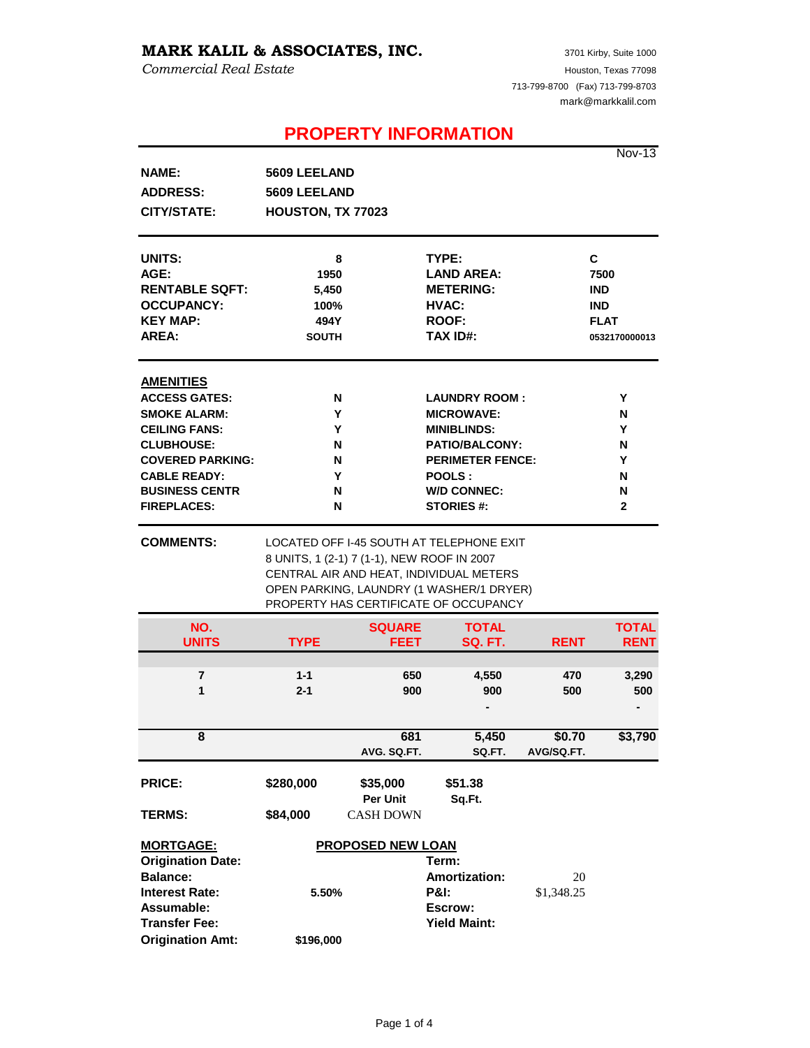**MARK KALIL & ASSOCIATES, INC.**
*Commercial Real Estate*

3701 Kirby, Suite 1000
Houston, Texas 77098
713-799-8700 (Fax) 713-799-8703
mark@markkalil.com

# PROPERTY INFORMATION

Nov-13

| | |
|---|---|
| **NAME:** | **5609 LEELAND** |
| **ADDRESS:** | **5609 LEELAND** |
| **CITY/STATE:** | **HOUSTON, TX 77023** |

| | | | |
|---|---|---|---|
| **UNITS:** | **8** | **TYPE:** | **C** |
| **AGE:** | **1950** | **LAND AREA:** | **7500** |
| **RENTABLE SQFT:** | **5,450** | **METERING:** | **IND** |
| **OCCUPANCY:** | **100%** | **HVAC:** | **IND** |
| **KEY MAP:** | **494Y** | **ROOF:** | **FLAT** |
| **AREA:** | **SOUTH** | **TAX ID#:** | **0532170000013** |

**AMENITIES**

| | | | |
|---|---|---|---|
| **ACCESS GATES:** | **N** | **LAUNDRY ROOM :** | **Y** |
| **SMOKE ALARM:** | **Y** | **MICROWAVE:** | **N** |
| **CEILING FANS:** | **Y** | **MINIBLINDS:** | **Y** |
| **CLUBHOUSE:** | **N** | **PATIO/BALCONY:** | **N** |
| **COVERED PARKING:** | **N** | **PERIMETER FENCE:** | **Y** |
| **CABLE READY:** | **Y** | **POOLS :** | **N** |
| **BUSINESS CENTR** | **N** | **W/D CONNEC:** | **N** |
| **FIREPLACES:** | **N** | **STORIES #:** | **2** |

**COMMENTS:**
LOCATED OFF I-45 SOUTH AT TELEPHONE EXIT
8 UNITS, 1 (2-1) 7 (1-1), NEW ROOF IN 2007
CENTRAL AIR AND HEAT, INDIVIDUAL METERS
OPEN PARKING, LAUNDRY (1 WASHER/1 DRYER)
PROPERTY HAS CERTIFICATE OF OCCUPANCY

| NO. UNITS | TYPE | SQUARE FEET | TOTAL SQ. FT. | RENT | TOTAL RENT |
|---|---|---|---|---|---|
| 7 | 1-1 | 650 | 4,550 | 470 | 3,290 |
| 1 | 2-1 | 900 | 900 | 500 | 500 |
| | | | - | | - |
| **8** | | **681** AVG. SQ.FT. | **5,450** SQ.FT. | **$0.70** AVG/SQ.FT. | **$3,790** |

| | | | |
|---|---|---|---|
| **PRICE:** | **$280,000** | **$35,000** Per Unit | **$51.38** Sq.Ft. |
| **TERMS:** | **$84,000** | CASH DOWN | |

**MORTGAGE:** **PROPOSED NEW LOAN**

| | | | |
|---|---|---|---|
| **Origination Date:** | | **Term:** | |
| **Balance:** | | **Amortization:** | 20 |
| **Interest Rate:** | **5.50%** | **P&I:** | $1,348.25 |
| **Assumable:** | | **Escrow:** | |
| **Transfer Fee:** | | **Yield Maint:** | |
| **Origination Amt:** | **$196,000** | | |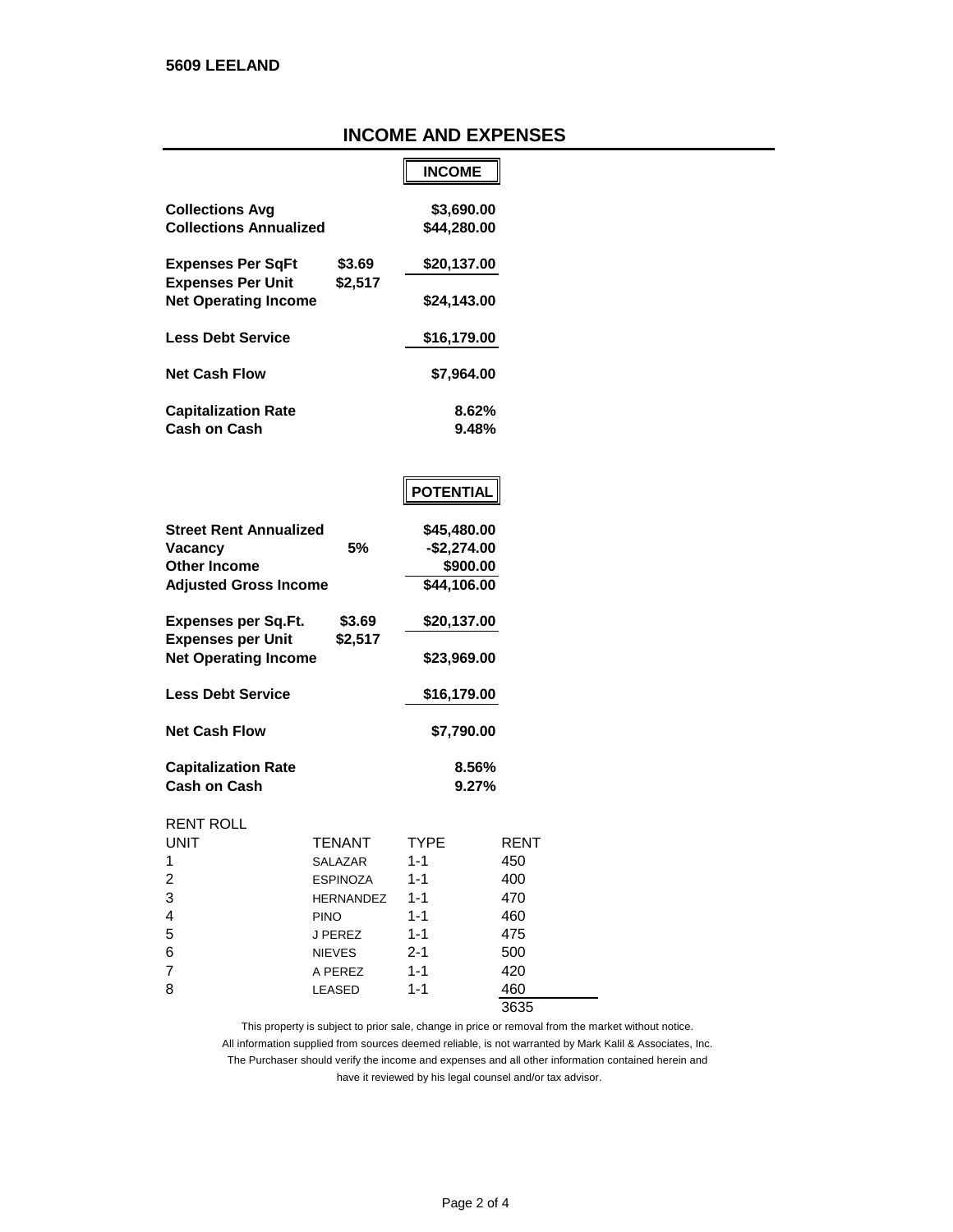**5609 LEELAND**

## INCOME AND EXPENSES

### INCOME

| | | |
|---|---|---|
| **Collections Avg** | | **$3,690.00** |
| **Collections Annualized** | | **$44,280.00** |
| **Expenses Per SqFt** | **$3.69** | **$20,137.00** |
| **Expenses Per Unit** | **$2,517** | |
| **Net Operating Income** | | **$24,143.00** |
| **Less Debt Service** | | **$16,179.00** |
| **Net Cash Flow** | | **$7,964.00** |
| **Capitalization Rate** | | **8.62%** |
| **Cash on Cash** | | **9.48%** |

### POTENTIAL

| | | |
|---|---|---|
| **Street Rent Annualized** | | **$45,480.00** |
| **Vacancy** | **5%** | **-$2,274.00** |
| **Other Income** | | **$900.00** |
| **Adjusted Gross Income** | | **$44,106.00** |
| **Expenses per Sq.Ft.** | **$3.69** | **$20,137.00** |
| **Expenses per Unit** | **$2,517** | |
| **Net Operating Income** | | **$23,969.00** |
| **Less Debt Service** | | **$16,179.00** |
| **Net Cash Flow** | | **$7,790.00** |
| **Capitalization Rate** | | **8.56%** |
| **Cash on Cash** | | **9.27%** |

RENT ROLL

| UNIT | TENANT | TYPE | RENT |
|---|---|---|---|
| 1 | SALAZAR | 1-1 | 450 |
| 2 | ESPINOZA | 1-1 | 400 |
| 3 | HERNANDEZ | 1-1 | 470 |
| 4 | PINO | 1-1 | 460 |
| 5 | J PEREZ | 1-1 | 475 |
| 6 | NIEVES | 2-1 | 500 |
| 7 | A PEREZ | 1-1 | 420 |
| 8 | LEASED | 1-1 | 460 |
| | | | 3635 |

This property is subject to prior sale, change in price or removal from the market without notice.
All information supplied from sources deemed reliable, is not warranted by Mark Kalil & Associates, Inc.
The Purchaser should verify the income and expenses and all other information contained herein and
have it reviewed by his legal counsel and/or tax advisor.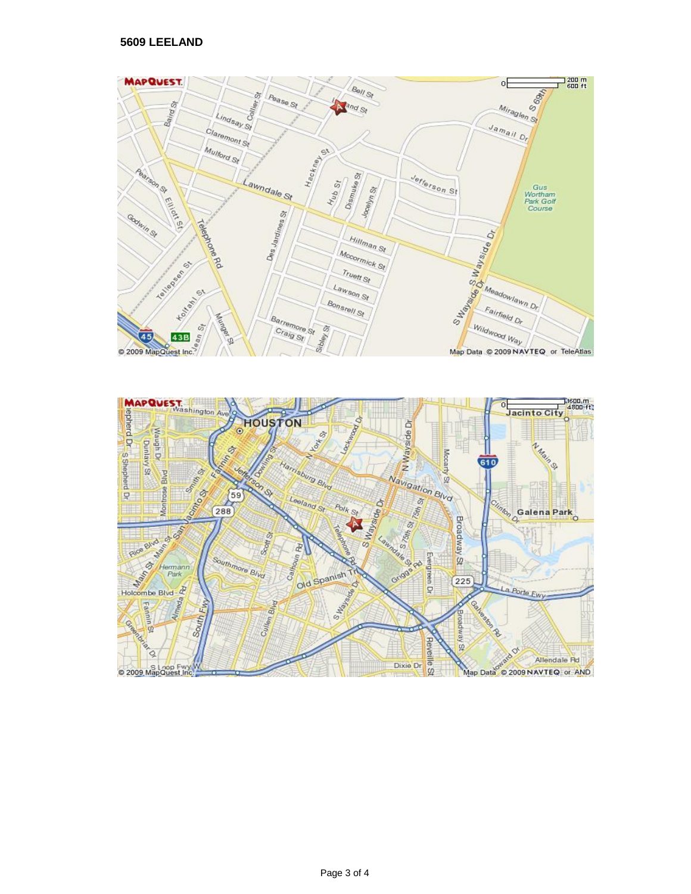**5609 LEELAND**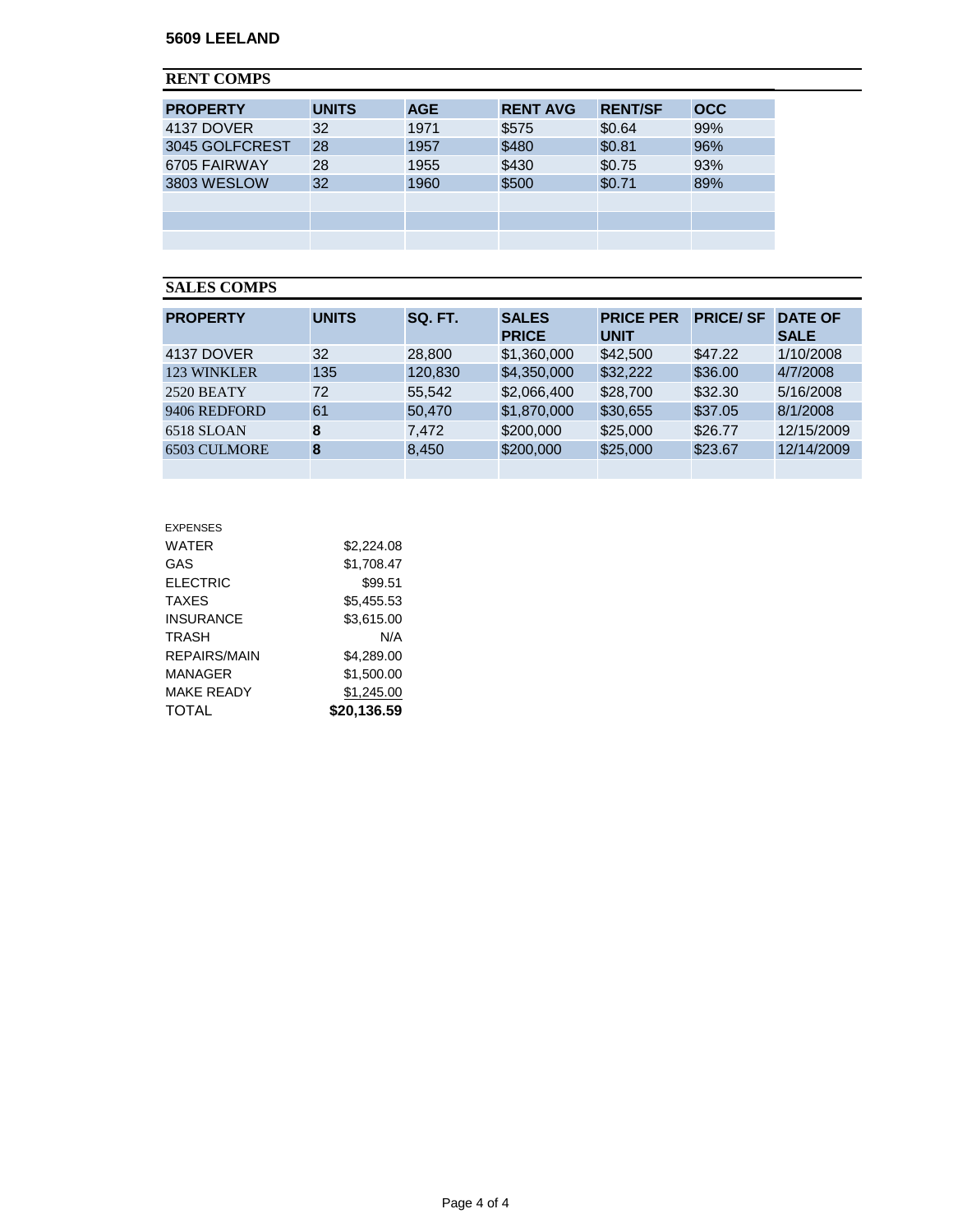## 5609 LEELAND

### RENT COMPS

| PROPERTY | UNITS | AGE | RENT AVG | RENT/SF | OCC |
|---|---|---|---|---|---|
| 4137 DOVER | 32 | 1971 | $575 | $0.64 | 99% |
| 3045 GOLFCREST | 28 | 1957 | $480 | $0.81 | 96% |
| 6705 FAIRWAY | 28 | 1955 | $430 | $0.75 | 93% |
| 3803 WESLOW | 32 | 1960 | $500 | $0.71 | 89% |

### SALES COMPS

| PROPERTY | UNITS | SQ. FT. | SALES PRICE | PRICE PER UNIT | PRICE/ SF | DATE OF SALE |
|---|---|---|---|---|---|---|
| 4137 DOVER | 32 | 28,800 | $1,360,000 | $42,500 | $47.22 | 1/10/2008 |
| 123 WINKLER | 135 | 120,830 | $4,350,000 | $32,222 | $36.00 | 4/7/2008 |
| 2520 BEATY | 72 | 55,542 | $2,066,400 | $28,700 | $32.30 | 5/16/2008 |
| 9406 REDFORD | 61 | 50,470 | $1,870,000 | $30,655 | $37.05 | 8/1/2008 |
| 6518 SLOAN | **8** | 7,472 | $200,000 | $25,000 | $26.77 | 12/15/2009 |
| 6503 CULMORE | **8** | 8,450 | $200,000 | $25,000 | $23.67 | 12/14/2009 |

| EXPENSES | |
|---|---|
| WATER | $2,224.08 |
| GAS | $1,708.47 |
| ELECTRIC | $99.51 |
| TAXES | $5,455.53 |
| INSURANCE | $3,615.00 |
| TRASH | N/A |
| REPAIRS/MAIN | $4,289.00 |
| MANAGER | $1,500.00 |
| MAKE READY | $1,245.00 |
| TOTAL | **$20,136.59** |